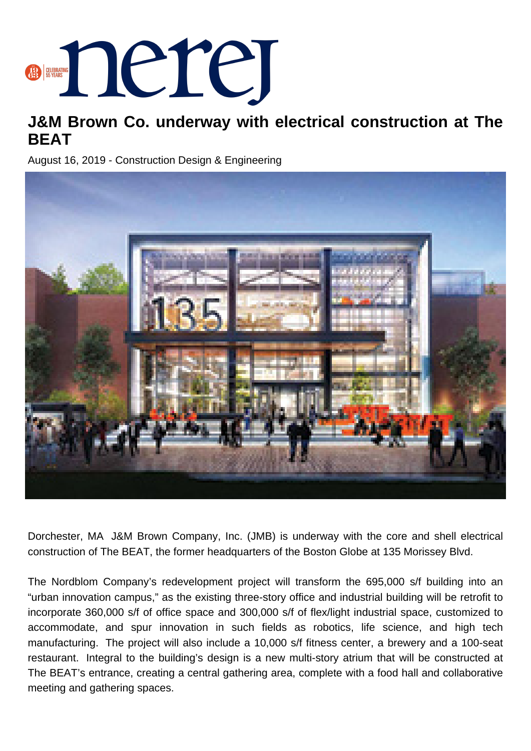# J&M Brown Co. underway with electrical construction at The BEAT

August 16, 2019 - Construction Design & Engineering

Dorchester, MA  J&M Brown Company, Inc. (JMB) is underway with the core and shell electrical construction of The BEAT, the former headquarters of the Boston Globe at 135 Morissey Blvd.

The Nordblom Company's redevelopment project will transform the 695,000 s/f building into an "urban innovation campus," as the existing three-story office and industrial building will be retrofit to incorporate 360,000 s/f of office space and 300,000 s/f of flex/light industrial space, customized to accommodate, and spur innovation in such fields as robotics, life science, and high tech manufacturing.  The project will also include a 10,000 s/f fitness center, a brewery and a 100-seat restaurant.  Integral to the building's design is a new multi-story atrium that will be constructed at The BEAT's entrance, creating a central gathering area, complete with a food hall and collaborative meeting and gathering spaces.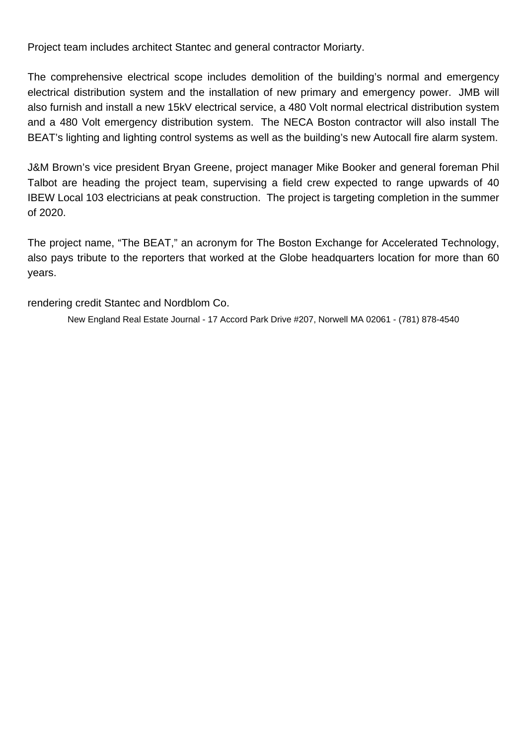Project team includes architect Stantec and general contractor Moriarty.

The comprehensive electrical scope includes demolition of the building's normal and emergency electrical distribution system and the installation of new primary and emergency power. JMB will also furnish and install a new 15kV electrical service, a 480 Volt normal electrical distribution system and a 480 Volt emergency distribution system. The NECA Boston contractor will also install The BEAT's lighting and lighting control systems as well as the building's new Autocall fire alarm system.

J&M Brown's vice president Bryan Greene, project manager Mike Booker and general foreman Phil Talbot are heading the project team, supervising a field crew expected to range upwards of 40 IBEW Local 103 electricians at peak construction. The project is targeting completion in the summer of 2020.

The project name, "The BEAT," an acronym for The Boston Exchange for Accelerated Technology, also pays tribute to the reporters that worked at the Globe headquarters location for more than 60 years.

rendering credit Stantec and Nordblom Co.